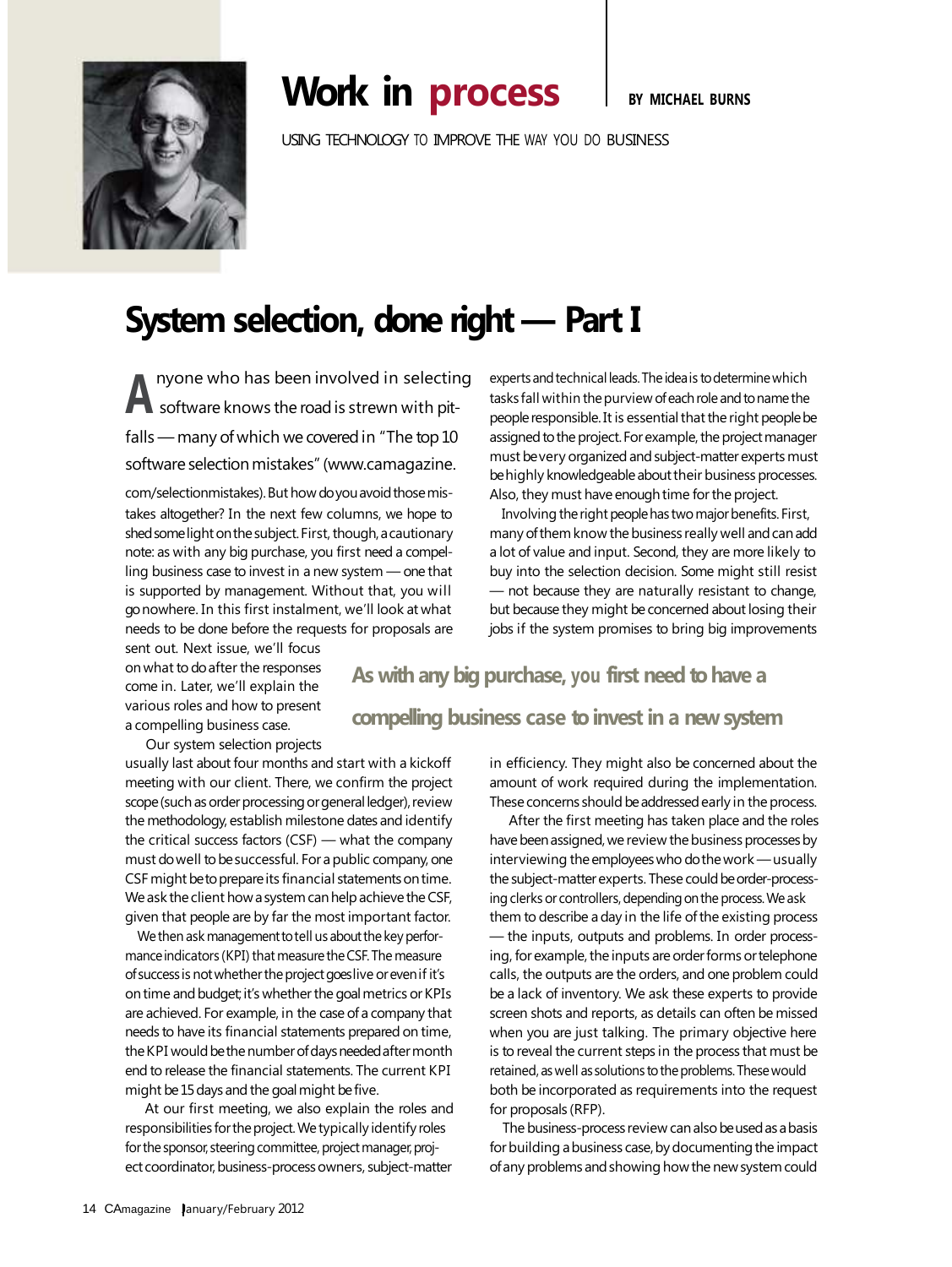# Work in process

**BY MICHAEL BURNS**

USING TECHNOLOGY TO IMPROVE THE WAY YOU DO BUSINESS

## System selection, done right — Part I

Anyone who has been involved in selecting software knows the road is strewn with pitfalls — many of which we covered in "The top 10 software selection mistakes" (www.camagazine.com/selectionmistakes). But how do you avoid those mistakes altogether? In the next few columns, we hope to shed some light on the subject. First, though, a cautionary note: as with any big purchase, you first need a compelling business case to invest in a new system — one that is supported by management. Without that, you will go nowhere. In this first instalment, we'll look at what needs to be done before the requests for proposals are sent out. Next issue, we'll focus on what to do after the responses come in. Later, we'll explain the various roles and how to present a compelling business case.

Our system selection projects usually last about four months and start with a kickoff meeting with our client. There, we confirm the project scope (such as order processing or general ledger), review the methodology, establish milestone dates and identify the critical success factors (CSF) — what the company must do well to be successful. For a public company, one CSF might be to prepare its financial statements on time. We ask the client how a system can help achieve the CSF, given that people are by far the most important factor.

We then ask management to tell us about the key performance indicators (KPI) that measure the CSF. The measure of success is not whether the project goes live or even if it's on time and budget; it's whether the goal metrics or KPIs are achieved. For example, in the case of a company that needs to have its financial statements prepared on time, the KPI would be the number of days needed after month end to release the financial statements. The current KPI might be 15 days and the goal might be five.

At our first meeting, we also explain the roles and responsibilities for the project. We typically identify roles for the sponsor, steering committee, project manager, project coordinator, business-process owners, subject-matter experts and technical leads. The idea is to determine which tasks fall within the purview of each role and to name the people responsible. It is essential that the right people be assigned to the project. For example, the project manager must be very organized and subject-matter experts must be highly knowledgeable about their business processes. Also, they must have enough time for the project.

Involving the right people has two major benefits. First, many of them know the business really well and can add a lot of value and input. Second, they are more likely to buy into the selection decision. Some might still resist — not because they are naturally resistant to change, but because they might be concerned about losing their jobs if the system promises to bring big improvements in efficiency. They might also be concerned about the amount of work required during the implementation. These concerns should be addressed early in the process.

> **As with any big purchase, you first need to have a compelling business case to invest in a new system**

After the first meeting has taken place and the roles have been assigned, we review the business processes by interviewing the employees who do the work — usually the subject-matter experts. These could be order-processing clerks or controllers, depending on the process. We ask them to describe a day in the life of the existing process — the inputs, outputs and problems. In order processing, for example, the inputs are order forms or telephone calls, the outputs are the orders, and one problem could be a lack of inventory. We ask these experts to provide screen shots and reports, as details can often be missed when you are just talking. The primary objective here is to reveal the current steps in the process that must be retained, as well as solutions to the problems. These would both be incorporated as requirements into the request for proposals (RFP).

The business-process review can also be used as a basis for building a business case, by documenting the impact of any problems and showing how the new system could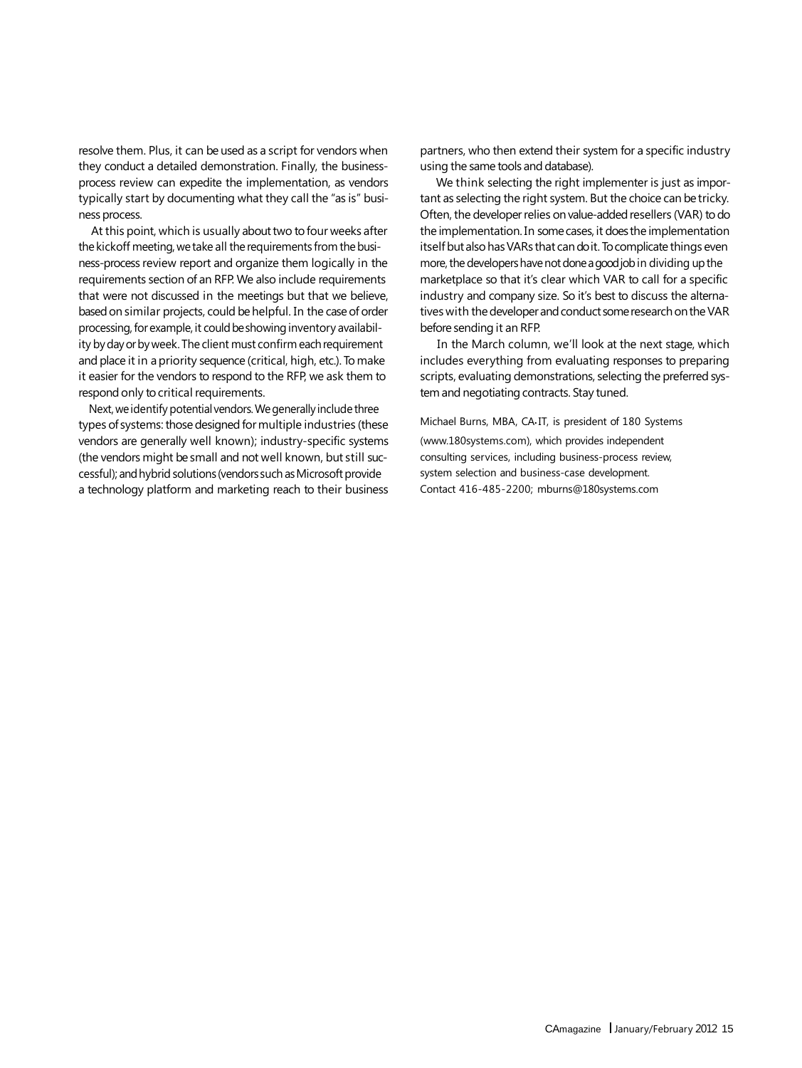resolve them. Plus, it can be used as a script for vendors when they conduct a detailed demonstration. Finally, the business-process review can expedite the implementation, as vendors typically start by documenting what they call the "as is" business process.

At this point, which is usually about two to four weeks after the kickoff meeting, we take all the requirements from the business-process review report and organize them logically in the requirements section of an RFP. We also include requirements that were not discussed in the meetings but that we believe, based on similar projects, could be helpful. In the case of order processing, for example, it could be showing inventory availability by day or by week. The client must confirm each requirement and place it in a priority sequence (critical, high, etc.). To make it easier for the vendors to respond to the RFP, we ask them to respond only to critical requirements.

Next, we identify potential vendors. We generally include three types of systems: those designed for multiple industries (these vendors are generally well known); industry-specific systems (the vendors might be small and not well known, but still successful); and hybrid solutions (vendors such as Microsoft provide a technology platform and marketing reach to their business partners, who then extend their system for a specific industry using the same tools and database).

We think selecting the right implementer is just as important as selecting the right system. But the choice can be tricky. Often, the developer relies on value-added resellers (VAR) to do the implementation. In some cases, it does the implementation itself but also has VARs that can do it. To complicate things even more, the developers have not done a good job in dividing up the marketplace so that it's clear which VAR to call for a specific industry and company size. So it's best to discuss the alternatives with the developer and conduct some research on the VAR before sending it an RFP.

In the March column, we'll look at the next stage, which includes everything from evaluating responses to preparing scripts, evaluating demonstrations, selecting the preferred system and negotiating contracts. Stay tuned.

Michael Burns, MBA, CA•IT, is president of 180 Systems (www.180systems.com), which provides independent consulting services, including business-process review, system selection and business-case development. Contact 416-485-2200; mburns@180systems.com